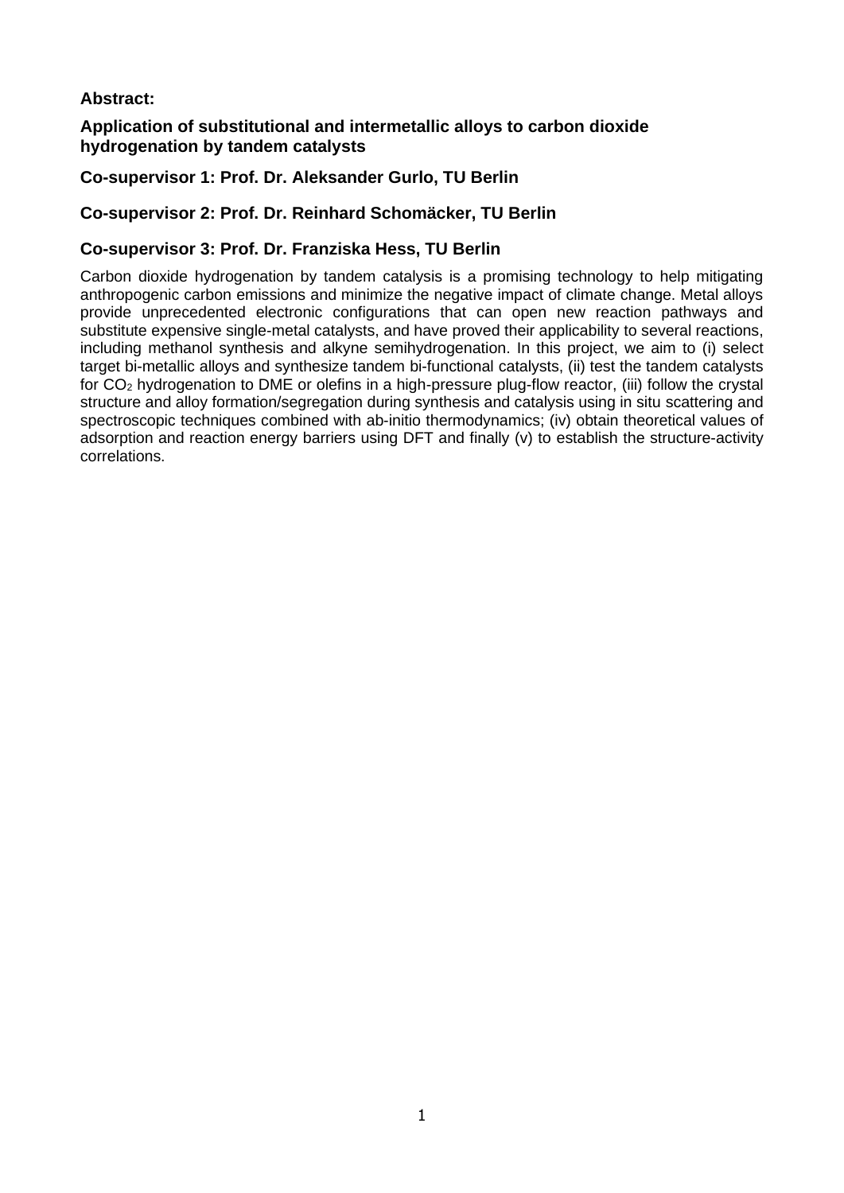**Abstract:**

**Application of substitutional and intermetallic alloys to carbon dioxide hydrogenation by tandem catalysts**

**Co-supervisor 1: Prof. Dr. Aleksander Gurlo, TU Berlin**

**Co-supervisor 2: Prof. Dr. Reinhard Schomäcker, TU Berlin**

**Co-supervisor 3: Prof. Dr. Franziska Hess, TU Berlin**

Carbon dioxide hydrogenation by tandem catalysis is a promising technology to help mitigating anthropogenic carbon emissions and minimize the negative impact of climate change. Metal alloys provide unprecedented electronic configurations that can open new reaction pathways and substitute expensive single-metal catalysts, and have proved their applicability to several reactions, including methanol synthesis and alkyne semihydrogenation. In this project, we aim to (i) select target bi-metallic alloys and synthesize tandem bi-functional catalysts, (ii) test the tandem catalysts for $CO_2$ hydrogenation to DME or olefins in a high-pressure plug-flow reactor, (iii) follow the crystal structure and alloy formation/segregation during synthesis and catalysis using in situ scattering and spectroscopic techniques combined with ab-initio thermodynamics; (iv) obtain theoretical values of adsorption and reaction energy barriers using DFT and finally (v) to establish the structure-activity correlations.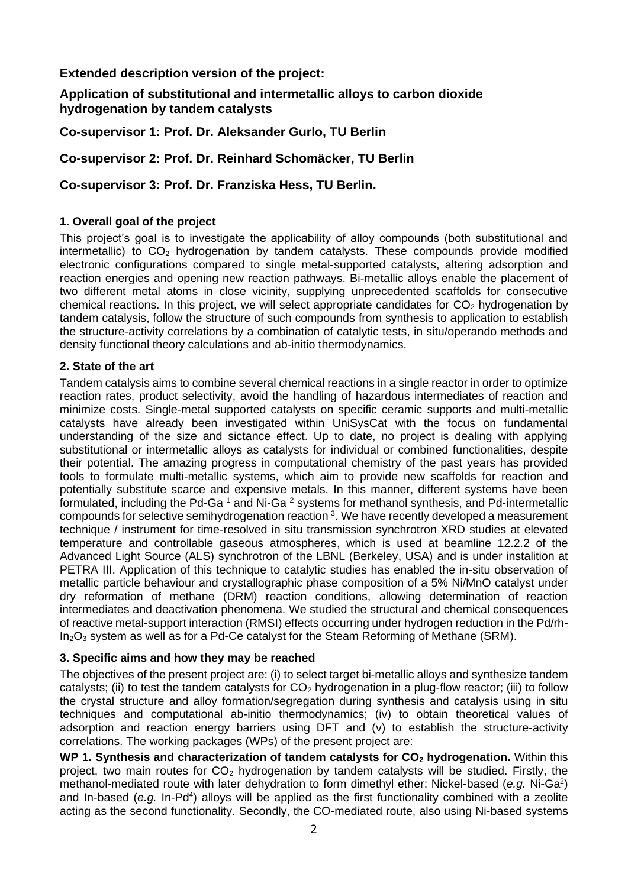## Extended description version of the project:

## Application of substitutional and intermetallic alloys to carbon dioxide hydrogenation by tandem catalysts

## Co-supervisor 1: Prof. Dr. Aleksander Gurlo, TU Berlin

## Co-supervisor 2: Prof. Dr. Reinhard Schomäcker, TU Berlin

## Co-supervisor 3: Prof. Dr. Franziska Hess, TU Berlin.

### 1. Overall goal of the project

This project's goal is to investigate the applicability of alloy compounds (both substitutional and intermetallic) to $CO_2$ hydrogenation by tandem catalysts. These compounds provide modified electronic configurations compared to single metal-supported catalysts, altering adsorption and reaction energies and opening new reaction pathways. Bi-metallic alloys enable the placement of two different metal atoms in close vicinity, supplying unprecedented scaffolds for consecutive chemical reactions. In this project, we will select appropriate candidates for $CO_2$ hydrogenation by tandem catalysis, follow the structure of such compounds from synthesis to application to establish the structure-activity correlations by a combination of catalytic tests, in situ/operando methods and density functional theory calculations and ab-initio thermodynamics.

### 2. State of the art

Tandem catalysis aims to combine several chemical reactions in a single reactor in order to optimize reaction rates, product selectivity, avoid the handling of hazardous intermediates of reaction and minimize costs. Single-metal supported catalysts on specific ceramic supports and multi-metallic catalysts have already been investigated within UniSysCat with the focus on fundamental understanding of the size and sictance effect. Up to date, no project is dealing with applying substitutional or intermetallic alloys as catalysts for individual or combined functionalities, despite their potential. The amazing progress in computational chemistry of the past years has provided tools to formulate multi-metallic systems, which aim to provide new scaffolds for reaction and potentially substitute scarce and expensive metals. In this manner, different systems have been formulated, including the Pd-Ga [1] and Ni-Ga [2] systems for methanol synthesis, and Pd-intermetallic compounds for selective semihydrogenation reaction [3]. We have recently developed a measurement technique / instrument for time-resolved in situ transmission synchrotron XRD studies at elevated temperature and controllable gaseous atmospheres, which is used at beamline 12.2.2 of the Advanced Light Source (ALS) synchrotron of the LBNL (Berkeley, USA) and is under instalition at PETRA III. Application of this technique to catalytic studies has enabled the in-situ observation of metallic particle behaviour and crystallographic phase composition of a 5% Ni/MnO catalyst under dry reformation of methane (DRM) reaction conditions, allowing determination of reaction intermediates and deactivation phenomena. We studied the structural and chemical consequences of reactive metal-support interaction (RMSI) effects occurring under hydrogen reduction in the Pd/rh-$In_2O_3$ system as well as for a Pd-Ce catalyst for the Steam Reforming of Methane (SRM).

### 3. Specific aims and how they may be reached

The objectives of the present project are: (i) to select target bi-metallic alloys and synthesize tandem catalysts; (ii) to test the tandem catalysts for $CO_2$ hydrogenation in a plug-flow reactor; (iii) to follow the crystal structure and alloy formation/segregation during synthesis and catalysis using in situ techniques and computational ab-initio thermodynamics; (iv) to obtain theoretical values of adsorption and reaction energy barriers using DFT and (v) to establish the structure-activity correlations. The working packages (WPs) of the present project are:

**WP 1. Synthesis and characterization of tandem catalysts for $CO_2$ hydrogenation.** Within this project, two main routes for $CO_2$ hydrogenation by tandem catalysts will be studied. Firstly, the methanol-mediated route with later dehydration to form dimethyl ether: Nickel-based (*e.g.* Ni-Ga[2]) and In-based (*e.g.* In-Pd[4]) alloys will be applied as the first functionality combined with a zeolite acting as the second functionality. Secondly, the CO-mediated route, also using Ni-based systems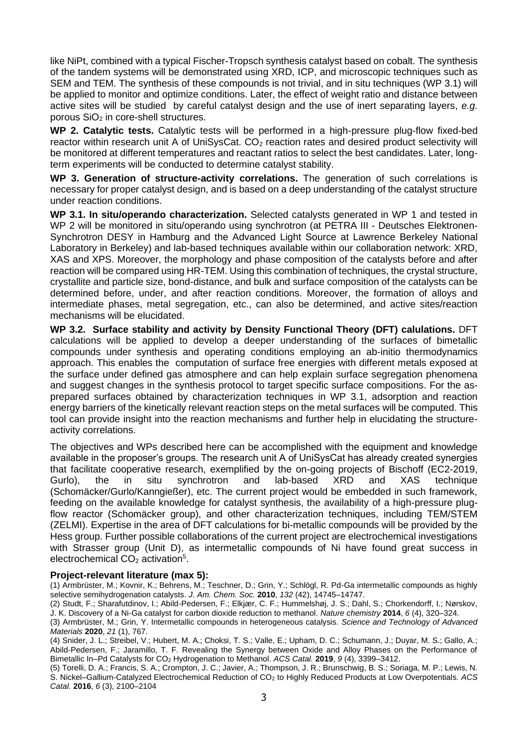like NiPt, combined with a typical Fischer-Tropsch synthesis catalyst based on cobalt. The synthesis of the tandem systems will be demonstrated using XRD, ICP, and microscopic techniques such as SEM and TEM. The synthesis of these compounds is not trivial, and in situ techniques (WP 3.1) will be applied to monitor and optimize conditions. Later, the effect of weight ratio and distance between active sites will be studied by careful catalyst design and the use of inert separating layers, *e.g.* porous $SiO_2$ in core-shell structures.

**WP 2. Catalytic tests.** Catalytic tests will be performed in a high-pressure plug-flow fixed-bed reactor within research unit A of UniSysCat. $CO_2$ reaction rates and desired product selectivity will be monitored at different temperatures and reactant ratios to select the best candidates. Later, long-term experiments will be conducted to determine catalyst stability.

**WP 3. Generation of structure-activity correlations.** The generation of such correlations is necessary for proper catalyst design, and is based on a deep understanding of the catalyst structure under reaction conditions.

**WP 3.1. In situ/operando characterization.** Selected catalysts generated in WP 1 and tested in WP 2 will be monitored in situ/operando using synchrotron (at PETRA III - Deutsches Elektronen-Synchrotron DESY in Hamburg and the Advanced Light Source at Lawrence Berkeley National Laboratory in Berkeley) and lab-based techniques available within our collaboration network: XRD, XAS and XPS. Moreover, the morphology and phase composition of the catalysts before and after reaction will be compared using HR-TEM. Using this combination of techniques, the crystal structure, crystallite and particle size, bond-distance, and bulk and surface composition of the catalysts can be determined before, under, and after reaction conditions. Moreover, the formation of alloys and intermediate phases, metal segregation, etc., can also be determined, and active sites/reaction mechanisms will be elucidated.

**WP 3.2. Surface stability and activity by Density Functional Theory (DFT) calulations.** DFT calculations will be applied to develop a deeper understanding of the surfaces of bimetallic compounds under synthesis and operating conditions employing an ab-initio thermodynamics approach. This enables the computation of surface free energies with different metals exposed at the surface under defined gas atmosphere and can help explain surface segregation phenomena and suggest changes in the synthesis protocol to target specific surface compositions. For the as-prepared surfaces obtained by characterization techniques in WP 3.1, adsorption and reaction energy barriers of the kinetically relevant reaction steps on the metal surfaces will be computed. This tool can provide insight into the reaction mechanisms and further help in elucidating the structure-activity correlations.

The objectives and WPs described here can be accomplished with the equipment and knowledge available in the proposer's groups. The research unit A of UniSysCat has already created synergies that facilitate cooperative research, exemplified by the on-going projects of Bischoff (EC2-2019, Gurlo), the in situ synchrotron and lab-based XRD and XAS technique (Schomäcker/Gurlo/Kanngießer), etc. The current project would be embedded in such framework, feeding on the available knowledge for catalyst synthesis, the availability of a high-pressure plug-flow reactor (Schomäcker group), and other characterization techniques, including TEM/STEM (ZELMI). Expertise in the area of DFT calculations for bi-metallic compounds will be provided by the Hess group. Further possible collaborations of the current project are electrochemical investigations with Strasser group (Unit D), as intermetallic compounds of Ni have found great success in electrochemical $CO_2$ activation[5].

**Project-relevant literature (max 5):**

(1) Armbrüster, M.; Kovnir, K.; Behrens, M.; Teschner, D.; Grin, Y.; Schlögl, R. Pd-Ga intermetallic compounds as highly selective semihydrogenation catalysts. *J. Am. Chem. Soc.* **2010**, *132* (42), 14745–14747.

(2) Studt, F.; Sharafutdinov, I.; Abild-Pedersen, F.; Elkjær, C. F.; Hummelshøj, J. S.; Dahl, S.; Chorkendorff, I.; Nørskov, J. K. Discovery of a Ni-Ga catalyst for carbon dioxide reduction to methanol. *Nature chemistry* **2014**, *6* (4), 320–324.

(3) Armbrüster, M.; Grin, Y. Intermetallic compounds in heterogeneous catalysis. *Science and Technology of Advanced Materials* **2020**, *21* (1), 767.

(4) Snider, J. L.; Streibel, V.; Hubert, M. A.; Choksi, T. S.; Valle, E.; Upham, D. C.; Schumann, J.; Duyar, M. S.; Gallo, A.; Abild-Pedersen, F.; Jaramillo, T. F. Revealing the Synergy between Oxide and Alloy Phases on the Performance of Bimetallic In–Pd Catalysts for $CO_2$ Hydrogenation to Methanol. *ACS Catal.* **2019**, *9* (4), 3399–3412.

(5) Torelli, D. A.; Francis, S. A.; Crompton, J. C.; Javier, A.; Thompson, J. R.; Brunschwig, B. S.; Soriaga, M. P.; Lewis, N. S. Nickel–Gallium-Catalyzed Electrochemical Reduction of $CO_2$ to Highly Reduced Products at Low Overpotentials. *ACS Catal.* **2016**, *6* (3), 2100–2104